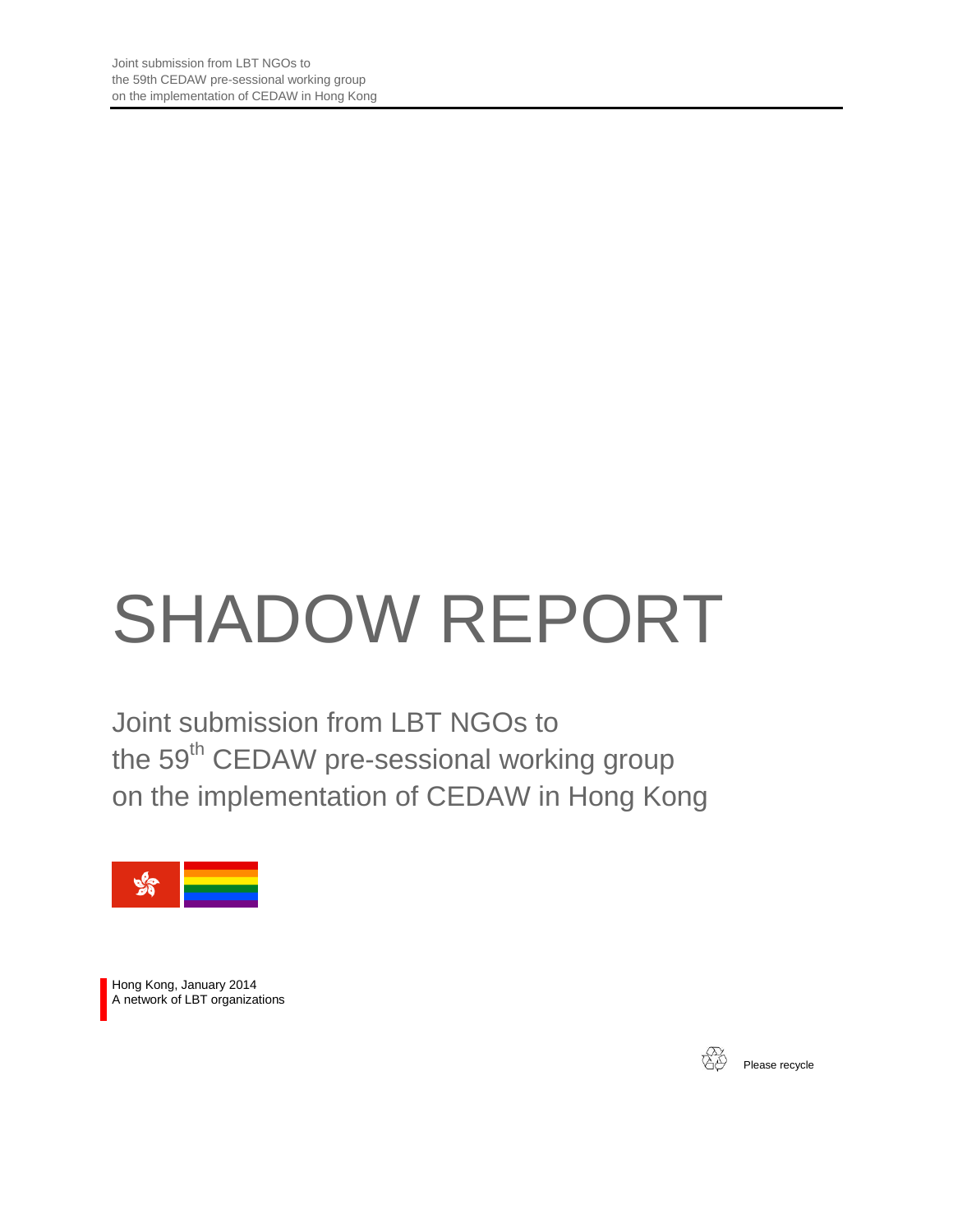Joint submission from LBT NGOs to
the 59th CEDAW pre-sessional working group
on the implementation of CEDAW in Hong Kong

# SHADOW REPORT

## Joint submission from LBT NGOs to the 59th CEDAW pre-sessional working group on the implementation of CEDAW in Hong Kong

Hong Kong, January 2014
A network of LBT organizations

Please recycle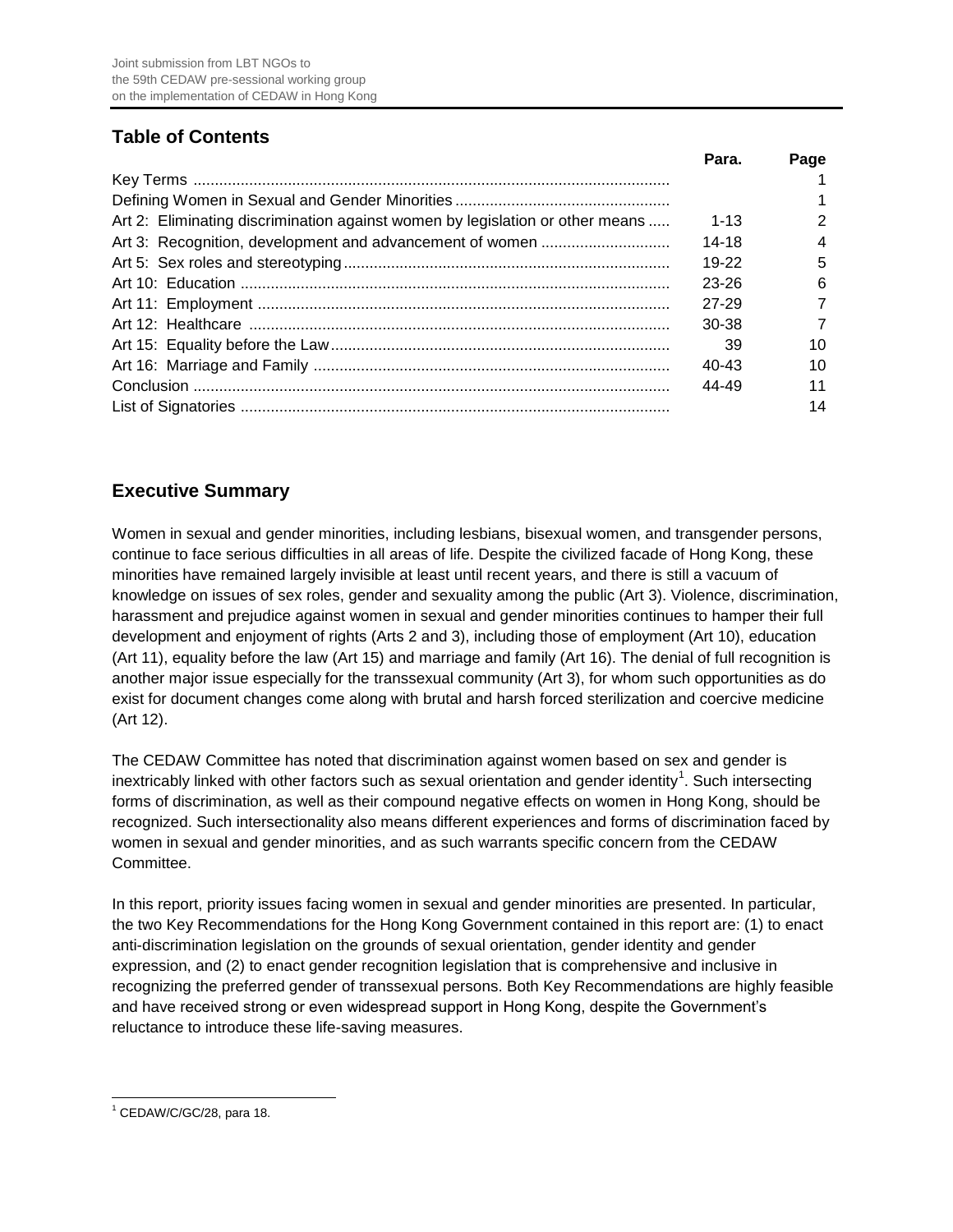## Table of Contents

| | Para. | Page |
|---|---|---|
| Key Terms | | 1 |
| Defining Women in Sexual and Gender Minorities | | 1 |
| Art 2: Eliminating discrimination against women by legislation or other means | 1-13 | 2 |
| Art 3: Recognition, development and advancement of women | 14-18 | 4 |
| Art 5: Sex roles and stereotyping | 19-22 | 5 |
| Art 10: Education | 23-26 | 6 |
| Art 11: Employment | 27-29 | 7 |
| Art 12: Healthcare | 30-38 | 7 |
| Art 15: Equality before the Law | 39 | 10 |
| Art 16: Marriage and Family | 40-43 | 10 |
| Conclusion | 44-49 | 11 |
| List of Signatories | | 14 |

## Executive Summary

Women in sexual and gender minorities, including lesbians, bisexual women, and transgender persons, continue to face serious difficulties in all areas of life. Despite the civilized facade of Hong Kong, these minorities have remained largely invisible at least until recent years, and there is still a vacuum of knowledge on issues of sex roles, gender and sexuality among the public (Art 3). Violence, discrimination, harassment and prejudice against women in sexual and gender minorities continues to hamper their full development and enjoyment of rights (Arts 2 and 3), including those of employment (Art 10), education (Art 11), equality before the law (Art 15) and marriage and family (Art 16). The denial of full recognition is another major issue especially for the transsexual community (Art 3), for whom such opportunities as do exist for document changes come along with brutal and harsh forced sterilization and coercive medicine (Art 12).

The CEDAW Committee has noted that discrimination against women based on sex and gender is inextricably linked with other factors such as sexual orientation and gender identity[1]. Such intersecting forms of discrimination, as well as their compound negative effects on women in Hong Kong, should be recognized. Such intersectionality also means different experiences and forms of discrimination faced by women in sexual and gender minorities, and as such warrants specific concern from the CEDAW Committee.

In this report, priority issues facing women in sexual and gender minorities are presented. In particular, the two Key Recommendations for the Hong Kong Government contained in this report are: (1) to enact anti-discrimination legislation on the grounds of sexual orientation, gender identity and gender expression, and (2) to enact gender recognition legislation that is comprehensive and inclusive in recognizing the preferred gender of transsexual persons. Both Key Recommendations are highly feasible and have received strong or even widespread support in Hong Kong, despite the Government's reluctance to introduce these life-saving measures.

---

[1] CEDAW/C/GC/28, para 18.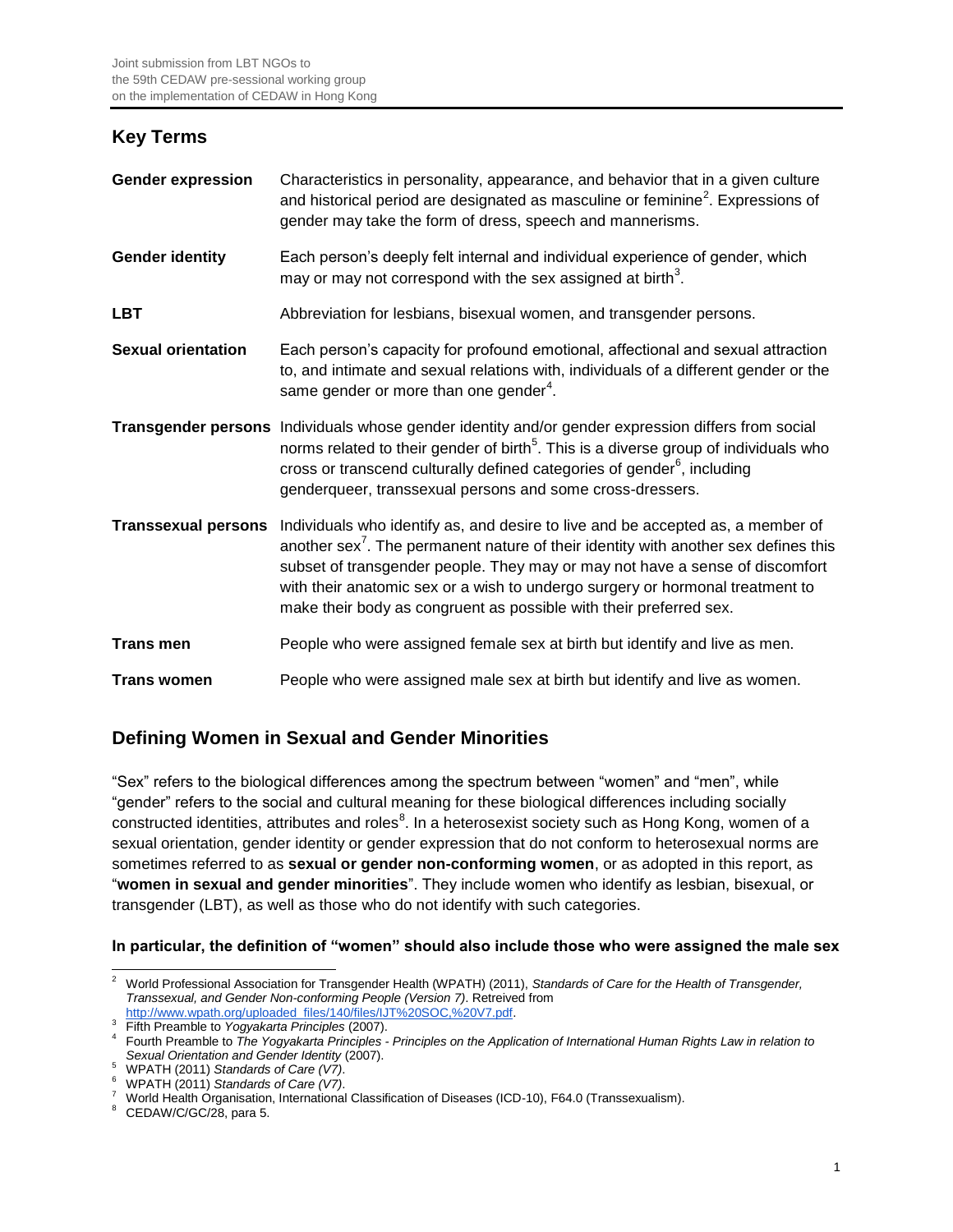## Key Terms

| | |
|---|---|
| **Gender expression** | Characteristics in personality, appearance, and behavior that in a given culture and historical period are designated as masculine or feminine[2]. Expressions of gender may take the form of dress, speech and mannerisms. |
| **Gender identity** | Each person's deeply felt internal and individual experience of gender, which may or may not correspond with the sex assigned at birth[3]. |
| **LBT** | Abbreviation for lesbians, bisexual women, and transgender persons. |
| **Sexual orientation** | Each person's capacity for profound emotional, affectional and sexual attraction to, and intimate and sexual relations with, individuals of a different gender or the same gender or more than one gender[4]. |
| **Transgender persons** | Individuals whose gender identity and/or gender expression differs from social norms related to their gender of birth[5]. This is a diverse group of individuals who cross or transcend culturally defined categories of gender[6], including genderqueer, transsexual persons and some cross-dressers. |
| **Transsexual persons** | Individuals who identify as, and desire to live and be accepted as, a member of another sex[7]. The permanent nature of their identity with another sex defines this subset of transgender people. They may or may not have a sense of discomfort with their anatomic sex or a wish to undergo surgery or hormonal treatment to make their body as congruent as possible with their preferred sex. |
| **Trans men** | People who were assigned female sex at birth but identify and live as men. |
| **Trans women** | People who were assigned male sex at birth but identify and live as women. |

## Defining Women in Sexual and Gender Minorities

"Sex" refers to the biological differences among the spectrum between "women" and "men", while "gender" refers to the social and cultural meaning for these biological differences including socially constructed identities, attributes and roles[8]. In a heterosexist society such as Hong Kong, women of a sexual orientation, gender identity or gender expression that do not conform to heterosexual norms are sometimes referred to as **sexual or gender non-conforming women**, or as adopted in this report, as "**women in sexual and gender minorities**". They include women who identify as lesbian, bisexual, or transgender (LBT), as well as those who do not identify with such categories.

**In particular, the definition of "women" should also include those who were assigned the male sex**

---

[2] World Professional Association for Transgender Health (WPATH) (2011), *Standards of Care for the Health of Transgender, Transsexual, and Gender Non-conforming People (Version 7)*. Retreived from http://www.wpath.org/uploaded_files/140/files/IJT%20SOC,%20V7.pdf.

[3] Fifth Preamble to *Yogyakarta Principles* (2007).

[4] Fourth Preamble to *The Yogyakarta Principles - Principles on the Application of International Human Rights Law in relation to Sexual Orientation and Gender Identity* (2007).

[5] WPATH (2011) *Standards of Care (V7)*.

[6] WPATH (2011) *Standards of Care (V7)*.

[7] World Health Organisation, International Classification of Diseases (ICD-10), F64.0 (Transsexualism).

[8] CEDAW/C/GC/28, para 5.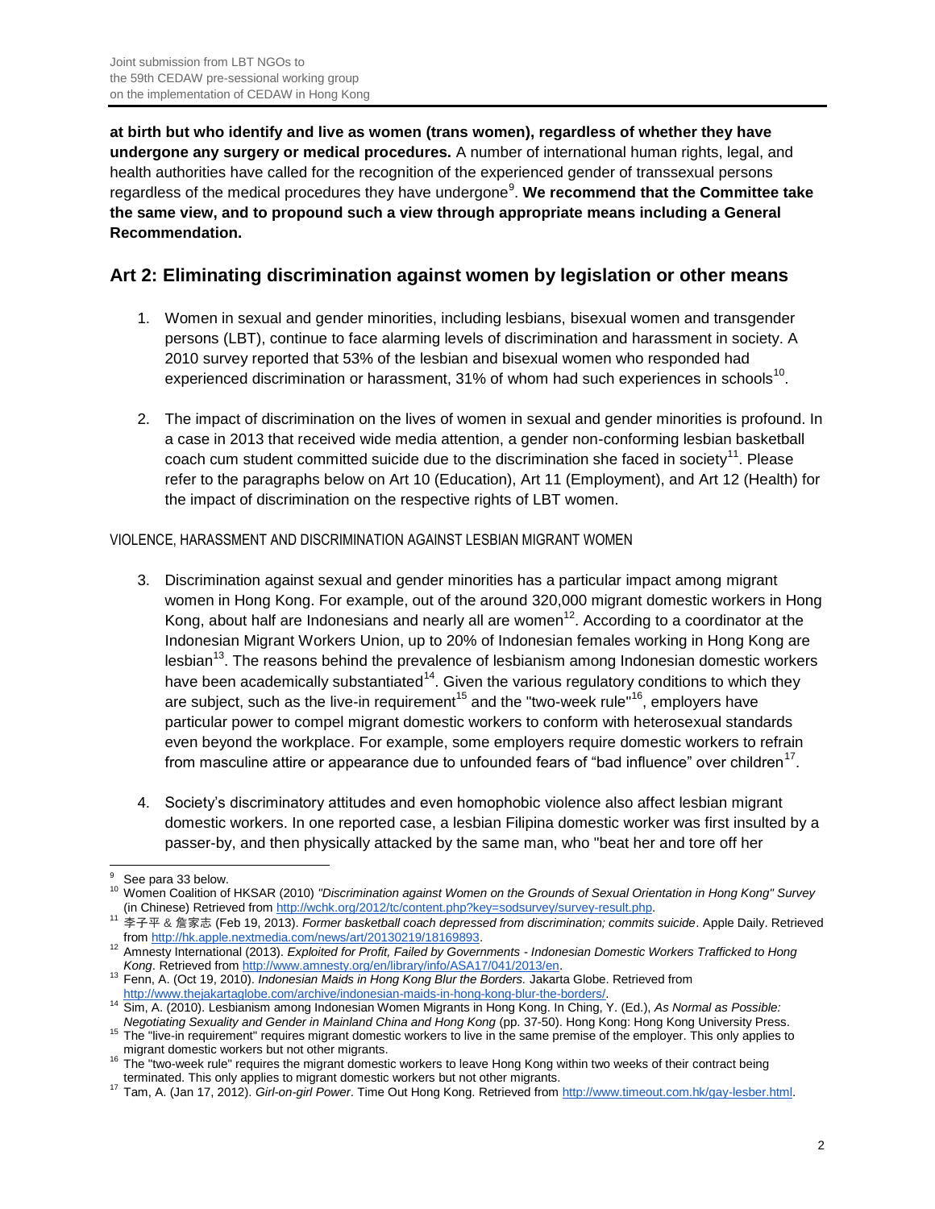**at birth but who identify and live as women (trans women), regardless of whether they have undergone any surgery or medical procedures.** A number of international human rights, legal, and health authorities have called for the recognition of the experienced gender of transsexual persons regardless of the medical procedures they have undergone[9]. **We recommend that the Committee take the same view, and to propound such a view through appropriate means including a General Recommendation.**

## Art 2: Eliminating discrimination against women by legislation or other means

1. Women in sexual and gender minorities, including lesbians, bisexual women and transgender persons (LBT), continue to face alarming levels of discrimination and harassment in society. A 2010 survey reported that 53% of the lesbian and bisexual women who responded had experienced discrimination or harassment, 31% of whom had such experiences in schools[10].

2. The impact of discrimination on the lives of women in sexual and gender minorities is profound. In a case in 2013 that received wide media attention, a gender non-conforming lesbian basketball coach cum student committed suicide due to the discrimination she faced in society[11]. Please refer to the paragraphs below on Art 10 (Education), Art 11 (Employment), and Art 12 (Health) for the impact of discrimination on the respective rights of LBT women.

### VIOLENCE, HARASSMENT AND DISCRIMINATION AGAINST LESBIAN MIGRANT WOMEN

3. Discrimination against sexual and gender minorities has a particular impact among migrant women in Hong Kong. For example, out of the around 320,000 migrant domestic workers in Hong Kong, about half are Indonesians and nearly all are women[12]. According to a coordinator at the Indonesian Migrant Workers Union, up to 20% of Indonesian females working in Hong Kong are lesbian[13]. The reasons behind the prevalence of lesbianism among Indonesian domestic workers have been academically substantiated[14]. Given the various regulatory conditions to which they are subject, such as the live-in requirement[15] and the "two-week rule"[16], employers have particular power to compel migrant domestic workers to conform with heterosexual standards even beyond the workplace. For example, some employers require domestic workers to refrain from masculine attire or appearance due to unfounded fears of "bad influence" over children[17].

4. Society's discriminatory attitudes and even homophobic violence also affect lesbian migrant domestic workers. In one reported case, a lesbian Filipina domestic worker was first insulted by a passer-by, and then physically attacked by the same man, who "beat her and tore off her

---

[9] See para 33 below.

[10] Women Coalition of HKSAR (2010) *"Discrimination against Women on the Grounds of Sexual Orientation in Hong Kong" Survey* (in Chinese) Retrieved from http://wchk.org/2012/tc/content.php?key=sodsurvey/survey-result.php.

[11] 李子平 & 詹家志 (Feb 19, 2013). *Former basketball coach depressed from discrimination; commits suicide*. Apple Daily. Retrieved from http://hk.apple.nextmedia.com/news/art/20130219/18169893.

[12] Amnesty International (2013). *Exploited for Profit, Failed by Governments - Indonesian Domestic Workers Trafficked to Hong Kong*. Retrieved from http://www.amnesty.org/en/library/info/ASA17/041/2013/en.

[13] Fenn, A. (Oct 19, 2010). *Indonesian Maids in Hong Kong Blur the Borders.* Jakarta Globe. Retrieved from http://www.thejakartaglobe.com/archive/indonesian-maids-in-hong-kong-blur-the-borders/.

[14] Sim, A. (2010). Lesbianism among Indonesian Women Migrants in Hong Kong. In Ching, Y. (Ed.), *As Normal as Possible: Negotiating Sexuality and Gender in Mainland China and Hong Kong* (pp. 37-50). Hong Kong: Hong Kong University Press.

[15] The "live-in requirement" requires migrant domestic workers to live in the same premise of the employer. This only applies to migrant domestic workers but not other migrants.

[16] The "two-week rule" requires the migrant domestic workers to leave Hong Kong within two weeks of their contract being terminated. This only applies to migrant domestic workers but not other migrants.

[17] Tam, A. (Jan 17, 2012). *Girl-on-girl Power*. Time Out Hong Kong. Retrieved from http://www.timeout.com.hk/gay-lesber.html.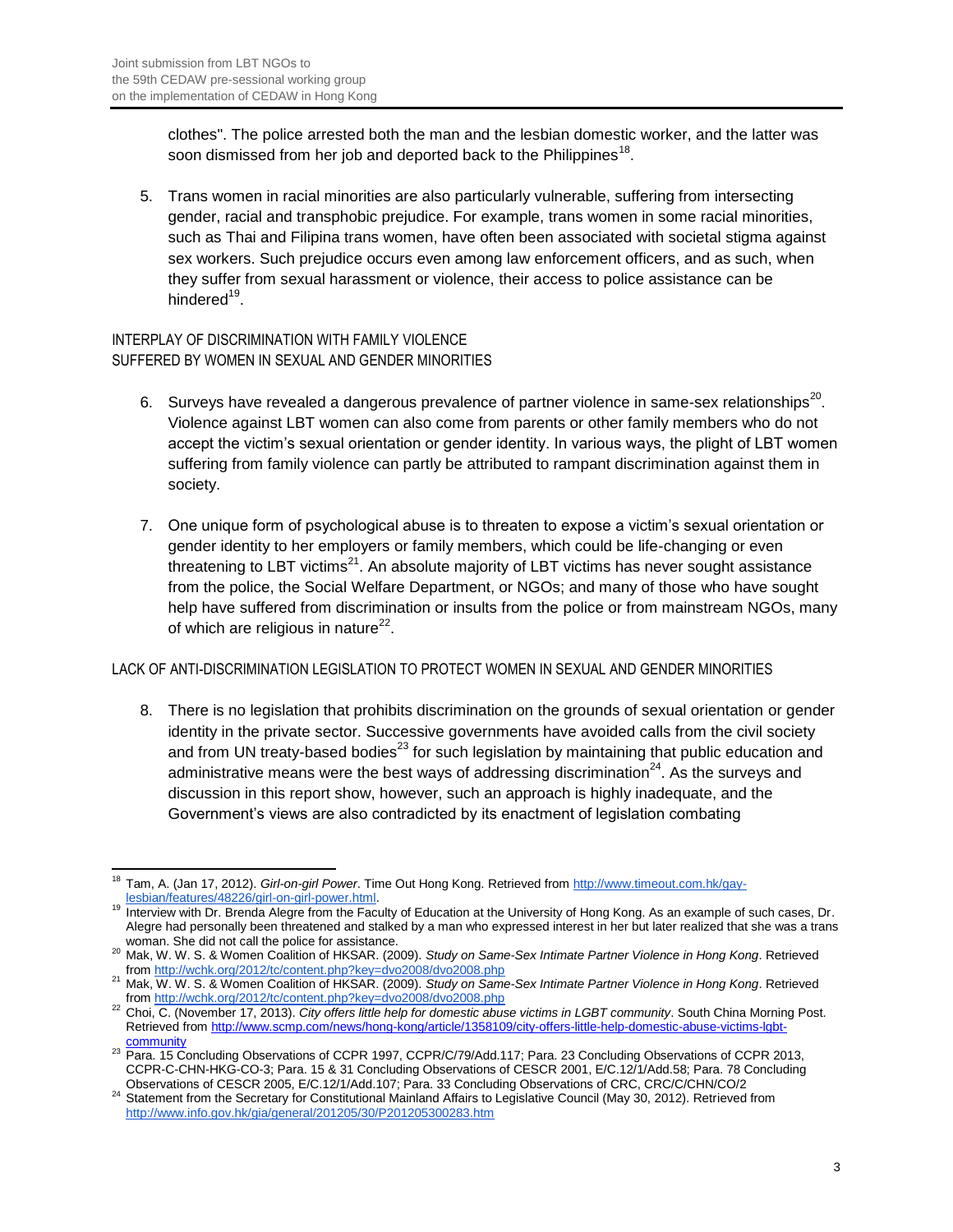clothes". The police arrested both the man and the lesbian domestic worker, and the latter was soon dismissed from her job and deported back to the Philippines[18].

5. Trans women in racial minorities are also particularly vulnerable, suffering from intersecting gender, racial and transphobic prejudice. For example, trans women in some racial minorities, such as Thai and Filipina trans women, have often been associated with societal stigma against sex workers. Such prejudice occurs even among law enforcement officers, and as such, when they suffer from sexual harassment or violence, their access to police assistance can be hindered[19].

INTERPLAY OF DISCRIMINATION WITH FAMILY VIOLENCE
SUFFERED BY WOMEN IN SEXUAL AND GENDER MINORITIES

6. Surveys have revealed a dangerous prevalence of partner violence in same-sex relationships[20]. Violence against LBT women can also come from parents or other family members who do not accept the victim's sexual orientation or gender identity. In various ways, the plight of LBT women suffering from family violence can partly be attributed to rampant discrimination against them in society.

7. One unique form of psychological abuse is to threaten to expose a victim's sexual orientation or gender identity to her employers or family members, which could be life-changing or even threatening to LBT victims[21]. An absolute majority of LBT victims has never sought assistance from the police, the Social Welfare Department, or NGOs; and many of those who have sought help have suffered from discrimination or insults from the police or from mainstream NGOs, many of which are religious in nature[22].

LACK OF ANTI-DISCRIMINATION LEGISLATION TO PROTECT WOMEN IN SEXUAL AND GENDER MINORITIES

8. There is no legislation that prohibits discrimination on the grounds of sexual orientation or gender identity in the private sector. Successive governments have avoided calls from the civil society and from UN treaty-based bodies[23] for such legislation by maintaining that public education and administrative means were the best ways of addressing discrimination[24]. As the surveys and discussion in this report show, however, such an approach is highly inadequate, and the Government's views are also contradicted by its enactment of legislation combating

---

[18] Tam, A. (Jan 17, 2012). *Girl-on-girl Power*. Time Out Hong Kong. Retrieved from http://www.timeout.com.hk/gay-lesbian/features/48226/girl-on-girl-power.html.

[19] Interview with Dr. Brenda Alegre from the Faculty of Education at the University of Hong Kong. As an example of such cases, Dr. Alegre had personally been threatened and stalked by a man who expressed interest in her but later realized that she was a trans woman. She did not call the police for assistance.

[20] Mak, W. W. S. & Women Coalition of HKSAR. (2009). *Study on Same-Sex Intimate Partner Violence in Hong Kong*. Retrieved from http://wchk.org/2012/tc/content.php?key=dvo2008/dvo2008.php

[21] Mak, W. W. S. & Women Coalition of HKSAR. (2009). *Study on Same-Sex Intimate Partner Violence in Hong Kong*. Retrieved from http://wchk.org/2012/tc/content.php?key=dvo2008/dvo2008.php

[22] Choi, C. (November 17, 2013). *City offers little help for domestic abuse victims in LGBT community*. South China Morning Post. Retrieved from http://www.scmp.com/news/hong-kong/article/1358109/city-offers-little-help-domestic-abuse-victims-lgbt-community

[23] Para. 15 Concluding Observations of CCPR 1997, CCPR/C/79/Add.117; Para. 23 Concluding Observations of CCPR 2013, CCPR-C-CHN-HKG-CO-3; Para. 15 & 31 Concluding Observations of CESCR 2001, E/C.12/1/Add.58; Para. 78 Concluding Observations of CESCR 2005, E/C.12/1/Add.107; Para. 33 Concluding Observations of CRC, CRC/C/CHN/CO/2

[24] Statement from the Secretary for Constitutional Mainland Affairs to Legislative Council (May 30, 2012). Retrieved from http://www.info.gov.hk/gia/general/201205/30/P201205300283.htm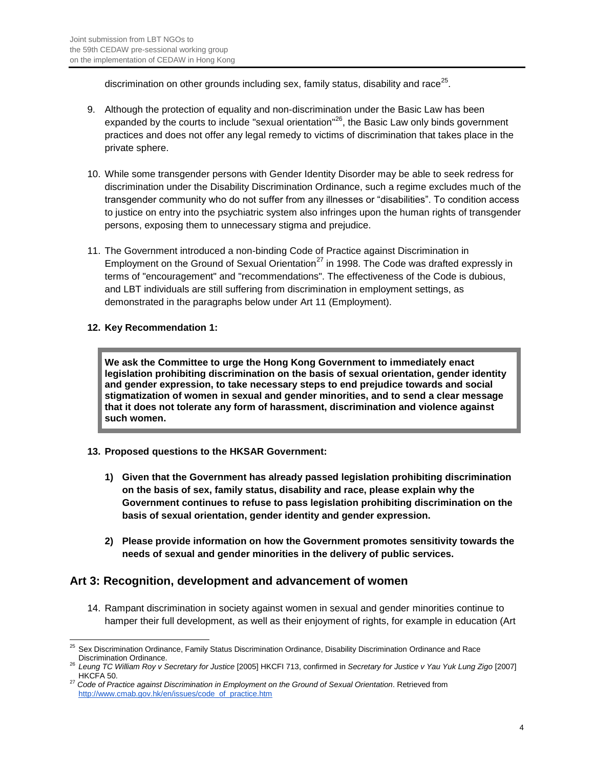discrimination on other grounds including sex, family status, disability and race[25].

9. Although the protection of equality and non-discrimination under the Basic Law has been expanded by the courts to include "sexual orientation"[26], the Basic Law only binds government practices and does not offer any legal remedy to victims of discrimination that takes place in the private sphere.

10. While some transgender persons with Gender Identity Disorder may be able to seek redress for discrimination under the Disability Discrimination Ordinance, such a regime excludes much of the transgender community who do not suffer from any illnesses or "disabilities". To condition access to justice on entry into the psychiatric system also infringes upon the human rights of transgender persons, exposing them to unnecessary stigma and prejudice.

11. The Government introduced a non-binding Code of Practice against Discrimination in Employment on the Ground of Sexual Orientation[27] in 1998. The Code was drafted expressly in terms of "encouragement" and "recommendations". The effectiveness of the Code is dubious, and LBT individuals are still suffering from discrimination in employment settings, as demonstrated in the paragraphs below under Art 11 (Employment).

12. **Key Recommendation 1:**

> **We ask the Committee to urge the Hong Kong Government to immediately enact legislation prohibiting discrimination on the basis of sexual orientation, gender identity and gender expression, to take necessary steps to end prejudice towards and social stigmatization of women in sexual and gender minorities, and to send a clear message that it does not tolerate any form of harassment, discrimination and violence against such women.**

13. **Proposed questions to the HKSAR Government:**

    1) **Given that the Government has already passed legislation prohibiting discrimination on the basis of sex, family status, disability and race, please explain why the Government continues to refuse to pass legislation prohibiting discrimination on the basis of sexual orientation, gender identity and gender expression.**

    2) **Please provide information on how the Government promotes sensitivity towards the needs of sexual and gender minorities in the delivery of public services.**

## Art 3: Recognition, development and advancement of women

14. Rampant discrimination in society against women in sexual and gender minorities continue to hamper their full development, as well as their enjoyment of rights, for example in education (Art

---

[25] Sex Discrimination Ordinance, Family Status Discrimination Ordinance, Disability Discrimination Ordinance and Race Discrimination Ordinance.

[26] *Leung TC William Roy v Secretary for Justice* [2005] HKCFI 713, confirmed in *Secretary for Justice v Yau Yuk Lung Zigo* [2007] HKCFA 50.

[27] *Code of Practice against Discrimination in Employment on the Ground of Sexual Orientation*. Retrieved from http://www.cmab.gov.hk/en/issues/code_of_practice.htm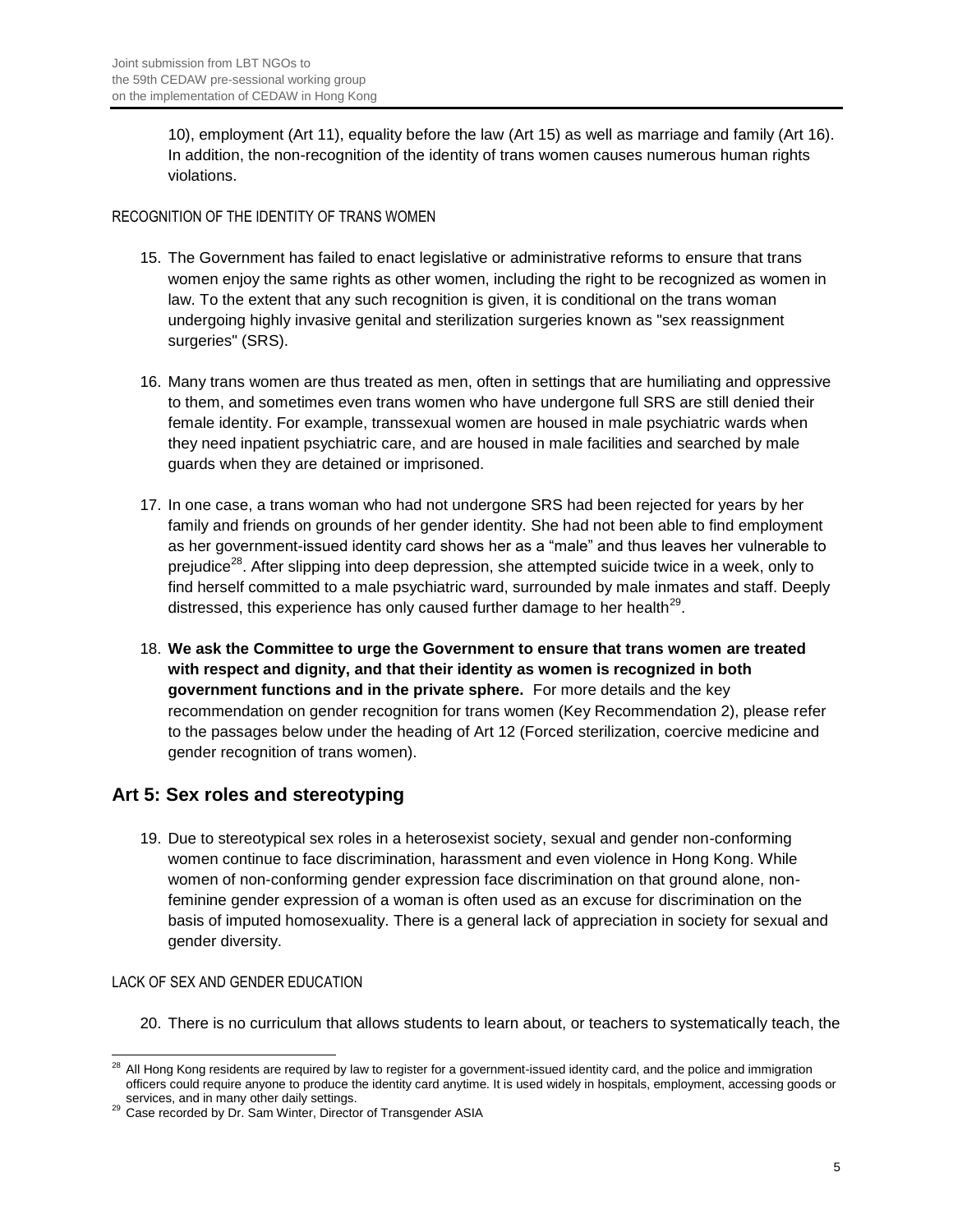10), employment (Art 11), equality before the law (Art 15) as well as marriage and family (Art 16). In addition, the non-recognition of the identity of trans women causes numerous human rights violations.

RECOGNITION OF THE IDENTITY OF TRANS WOMEN

15. The Government has failed to enact legislative or administrative reforms to ensure that trans women enjoy the same rights as other women, including the right to be recognized as women in law. To the extent that any such recognition is given, it is conditional on the trans woman undergoing highly invasive genital and sterilization surgeries known as "sex reassignment surgeries" (SRS).

16. Many trans women are thus treated as men, often in settings that are humiliating and oppressive to them, and sometimes even trans women who have undergone full SRS are still denied their female identity. For example, transsexual women are housed in male psychiatric wards when they need inpatient psychiatric care, and are housed in male facilities and searched by male guards when they are detained or imprisoned.

17. In one case, a trans woman who had not undergone SRS had been rejected for years by her family and friends on grounds of her gender identity. She had not been able to find employment as her government-issued identity card shows her as a "male" and thus leaves her vulnerable to prejudice[28]. After slipping into deep depression, she attempted suicide twice in a week, only to find herself committed to a male psychiatric ward, surrounded by male inmates and staff. Deeply distressed, this experience has only caused further damage to her health[29].

18. **We ask the Committee to urge the Government to ensure that trans women are treated with respect and dignity, and that their identity as women is recognized in both government functions and in the private sphere.** For more details and the key recommendation on gender recognition for trans women (Key Recommendation 2), please refer to the passages below under the heading of Art 12 (Forced sterilization, coercive medicine and gender recognition of trans women).

## Art 5: Sex roles and stereotyping

19. Due to stereotypical sex roles in a heterosexist society, sexual and gender non-conforming women continue to face discrimination, harassment and even violence in Hong Kong. While women of non-conforming gender expression face discrimination on that ground alone, non-feminine gender expression of a woman is often used as an excuse for discrimination on the basis of imputed homosexuality. There is a general lack of appreciation in society for sexual and gender diversity.

LACK OF SEX AND GENDER EDUCATION

20. There is no curriculum that allows students to learn about, or teachers to systematically teach, the

---

[28] All Hong Kong residents are required by law to register for a government-issued identity card, and the police and immigration officers could require anyone to produce the identity card anytime. It is used widely in hospitals, employment, accessing goods or services, and in many other daily settings.

[29] Case recorded by Dr. Sam Winter, Director of Transgender ASIA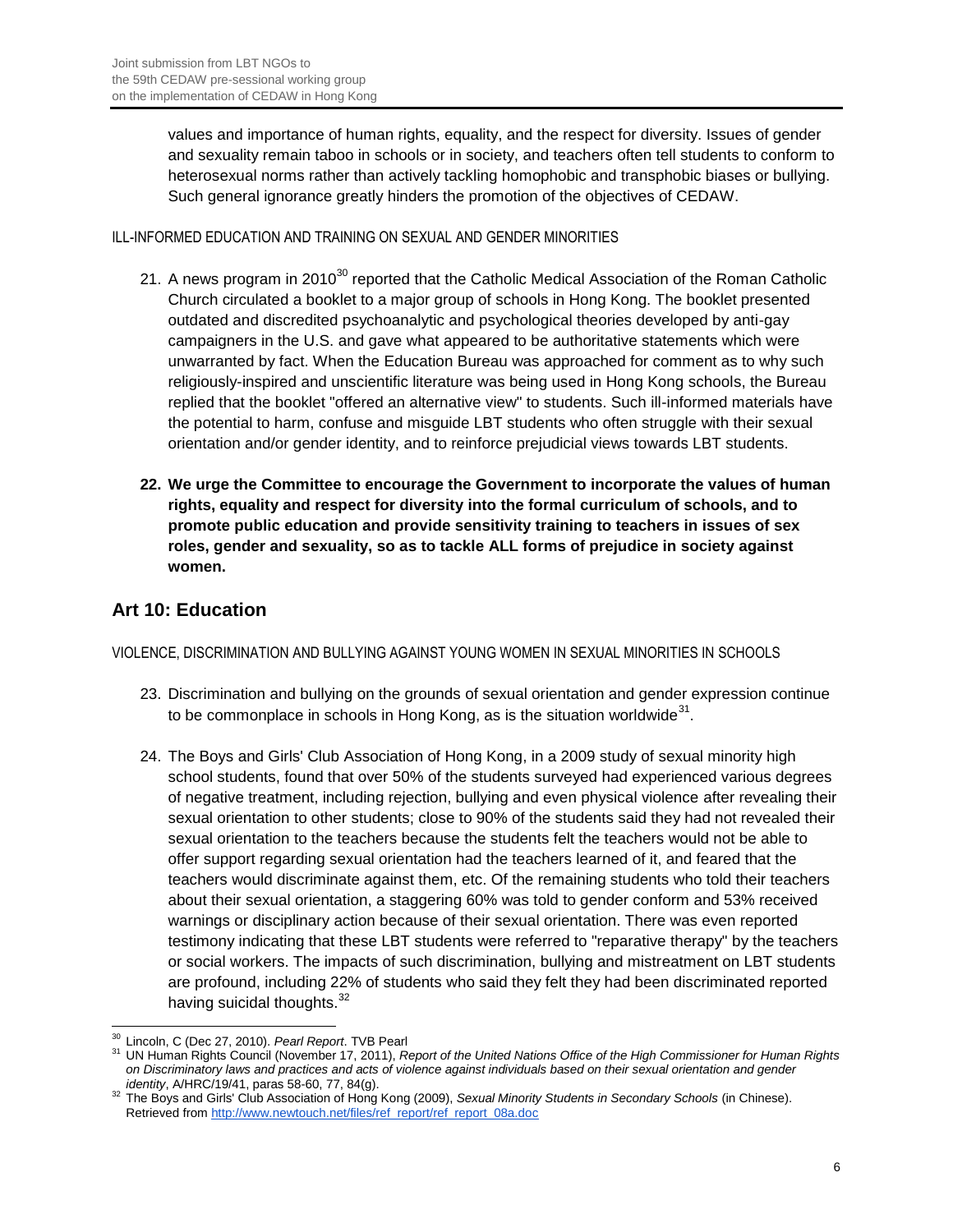values and importance of human rights, equality, and the respect for diversity. Issues of gender and sexuality remain taboo in schools or in society, and teachers often tell students to conform to heterosexual norms rather than actively tackling homophobic and transphobic biases or bullying. Such general ignorance greatly hinders the promotion of the objectives of CEDAW.

ILL-INFORMED EDUCATION AND TRAINING ON SEXUAL AND GENDER MINORITIES

21. A news program in 2010[30] reported that the Catholic Medical Association of the Roman Catholic Church circulated a booklet to a major group of schools in Hong Kong. The booklet presented outdated and discredited psychoanalytic and psychological theories developed by anti-gay campaigners in the U.S. and gave what appeared to be authoritative statements which were unwarranted by fact. When the Education Bureau was approached for comment as to why such religiously-inspired and unscientific literature was being used in Hong Kong schools, the Bureau replied that the booklet "offered an alternative view" to students. Such ill-informed materials have the potential to harm, confuse and misguide LBT students who often struggle with their sexual orientation and/or gender identity, and to reinforce prejudicial views towards LBT students.

22. **We urge the Committee to encourage the Government to incorporate the values of human rights, equality and respect for diversity into the formal curriculum of schools, and to promote public education and provide sensitivity training to teachers in issues of sex roles, gender and sexuality, so as to tackle ALL forms of prejudice in society against women.**

## Art 10: Education

VIOLENCE, DISCRIMINATION AND BULLYING AGAINST YOUNG WOMEN IN SEXUAL MINORITIES IN SCHOOLS

23. Discrimination and bullying on the grounds of sexual orientation and gender expression continue to be commonplace in schools in Hong Kong, as is the situation worldwide[31].

24. The Boys and Girls' Club Association of Hong Kong, in a 2009 study of sexual minority high school students, found that over 50% of the students surveyed had experienced various degrees of negative treatment, including rejection, bullying and even physical violence after revealing their sexual orientation to other students; close to 90% of the students said they had not revealed their sexual orientation to the teachers because the students felt the teachers would not be able to offer support regarding sexual orientation had the teachers learned of it, and feared that the teachers would discriminate against them, etc. Of the remaining students who told their teachers about their sexual orientation, a staggering 60% was told to gender conform and 53% received warnings or disciplinary action because of their sexual orientation. There was even reported testimony indicating that these LBT students were referred to "reparative therapy" by the teachers or social workers. The impacts of such discrimination, bullying and mistreatment on LBT students are profound, including 22% of students who said they felt they had been discriminated reported having suicidal thoughts.[32]

---

[30] Lincoln, C (Dec 27, 2010). *Pearl Report*. TVB Pearl

[31] UN Human Rights Council (November 17, 2011), *Report of the United Nations Office of the High Commissioner for Human Rights on Discriminatory laws and practices and acts of violence against individuals based on their sexual orientation and gender identity*, A/HRC/19/41, paras 58-60, 77, 84(g).

[32] The Boys and Girls' Club Association of Hong Kong (2009), *Sexual Minority Students in Secondary Schools* (in Chinese). Retrieved from http://www.newtouch.net/files/ref_report/ref_report_08a.doc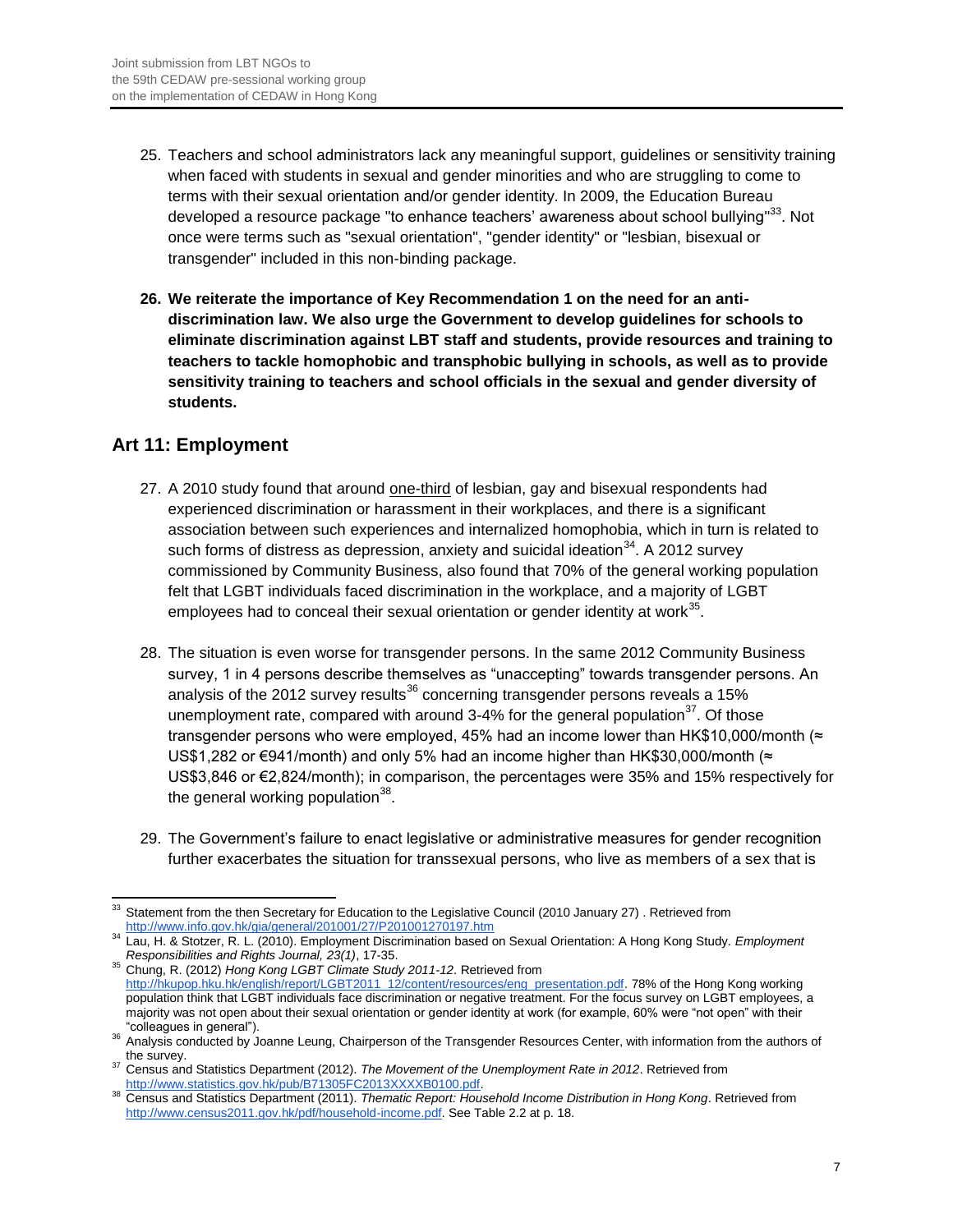25. Teachers and school administrators lack any meaningful support, guidelines or sensitivity training when faced with students in sexual and gender minorities and who are struggling to come to terms with their sexual orientation and/or gender identity. In 2009, the Education Bureau developed a resource package "to enhance teachers' awareness about school bullying"[33]. Not once were terms such as "sexual orientation", "gender identity" or "lesbian, bisexual or transgender" included in this non-binding package.

26. **We reiterate the importance of Key Recommendation 1 on the need for an anti-discrimination law. We also urge the Government to develop guidelines for schools to eliminate discrimination against LBT staff and students, provide resources and training to teachers to tackle homophobic and transphobic bullying in schools, as well as to provide sensitivity training to teachers and school officials in the sexual and gender diversity of students.**

## Art 11: Employment

27. A 2010 study found that around one-third of lesbian, gay and bisexual respondents had experienced discrimination or harassment in their workplaces, and there is a significant association between such experiences and internalized homophobia, which in turn is related to such forms of distress as depression, anxiety and suicidal ideation[34]. A 2012 survey commissioned by Community Business, also found that 70% of the general working population felt that LGBT individuals faced discrimination in the workplace, and a majority of LGBT employees had to conceal their sexual orientation or gender identity at work[35].

28. The situation is even worse for transgender persons. In the same 2012 Community Business survey, 1 in 4 persons describe themselves as "unaccepting" towards transgender persons. An analysis of the 2012 survey results[36] concerning transgender persons reveals a 15% unemployment rate, compared with around 3-4% for the general population[37]. Of those transgender persons who were employed, 45% had an income lower than HK$10,000/month (≈ US$1,282 or €941/month) and only 5% had an income higher than HK$30,000/month (≈ US$3,846 or €2,824/month); in comparison, the percentages were 35% and 15% respectively for the general working population[38].

29. The Government's failure to enact legislative or administrative measures for gender recognition further exacerbates the situation for transsexual persons, who live as members of a sex that is

---

[33] Statement from the then Secretary for Education to the Legislative Council (2010 January 27) . Retrieved from http://www.info.gov.hk/gia/general/201001/27/P201001270197.htm

[34] Lau, H. & Stotzer, R. L. (2010). Employment Discrimination based on Sexual Orientation: A Hong Kong Study. *Employment Responsibilities and Rights Journal, 23(1)*, 17-35.

[35] Chung, R. (2012) *Hong Kong LGBT Climate Study 2011-12*. Retrieved from http://hkupop.hku.hk/english/report/LGBT2011_12/content/resources/eng_presentation.pdf. 78% of the Hong Kong working population think that LGBT individuals face discrimination or negative treatment. For the focus survey on LGBT employees, a majority was not open about their sexual orientation or gender identity at work (for example, 60% were "not open" with their "colleagues in general").

[36] Analysis conducted by Joanne Leung, Chairperson of the Transgender Resources Center, with information from the authors of the survey.

[37] Census and Statistics Department (2012). *The Movement of the Unemployment Rate in 2012*. Retrieved from http://www.statistics.gov.hk/pub/B71305FC2013XXXXB0100.pdf.

[38] Census and Statistics Department (2011). *Thematic Report: Household Income Distribution in Hong Kong*. Retrieved from http://www.census2011.gov.hk/pdf/household-income.pdf. See Table 2.2 at p. 18.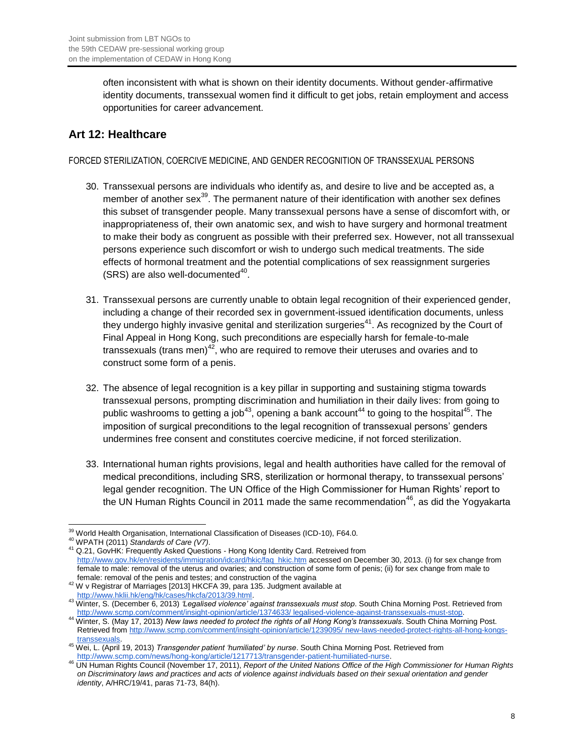often inconsistent with what is shown on their identity documents. Without gender-affirmative identity documents, transsexual women find it difficult to get jobs, retain employment and access opportunities for career advancement.

## Art 12: Healthcare

FORCED STERILIZATION, COERCIVE MEDICINE, AND GENDER RECOGNITION OF TRANSSEXUAL PERSONS

30. Transsexual persons are individuals who identify as, and desire to live and be accepted as, a member of another sex[39]. The permanent nature of their identification with another sex defines this subset of transgender people. Many transsexual persons have a sense of discomfort with, or inappropriateness of, their own anatomic sex, and wish to have surgery and hormonal treatment to make their body as congruent as possible with their preferred sex. However, not all transsexual persons experience such discomfort or wish to undergo such medical treatments. The side effects of hormonal treatment and the potential complications of sex reassignment surgeries (SRS) are also well-documented[40].

31. Transsexual persons are currently unable to obtain legal recognition of their experienced gender, including a change of their recorded sex in government-issued identification documents, unless they undergo highly invasive genital and sterilization surgeries[41]. As recognized by the Court of Final Appeal in Hong Kong, such preconditions are especially harsh for female-to-male transsexuals (trans men)[42], who are required to remove their uteruses and ovaries and to construct some form of a penis.

32. The absence of legal recognition is a key pillar in supporting and sustaining stigma towards transsexual persons, prompting discrimination and humiliation in their daily lives: from going to public washrooms to getting a job[43], opening a bank account[44] to going to the hospital[45]. The imposition of surgical preconditions to the legal recognition of transsexual persons' genders undermines free consent and constitutes coercive medicine, if not forced sterilization.

33. International human rights provisions, legal and health authorities have called for the removal of medical preconditions, including SRS, sterilization or hormonal therapy, to transsexual persons' legal gender recognition. The UN Office of the High Commissioner for Human Rights' report to the UN Human Rights Council in 2011 made the same recommendation[46], as did the Yogyakarta

---

[39] World Health Organisation, International Classification of Diseases (ICD-10), F64.0.

[40] WPATH (2011) *Standards of Care (V7)*.

[41] Q.21, GovHK: Frequently Asked Questions - Hong Kong Identity Card. Retreived from http://www.gov.hk/en/residents/immigration/idcard/hkic/faq_hkic.htm accessed on December 30, 2013. (i) for sex change from female to male: removal of the uterus and ovaries; and construction of some form of penis; (ii) for sex change from male to female: removal of the penis and testes; and construction of the vagina

[42] W v Registrar of Marriages [2013] HKCFA 39, para 135. Judgment available at http://www.hklii.hk/eng/hk/cases/hkcfa/2013/39.html.

[43] Winter, S. (December 6, 2013) *'Legalised violence' against transsexuals must stop*. South China Morning Post. Retrieved from http://www.scmp.com/comment/insight-opinion/article/1374633/ legalised-violence-against-transsexuals-must-stop.

[44] Winter, S. (May 17, 2013) *New laws needed to protect the rights of all Hong Kong's transsexuals*. South China Morning Post. Retrieved from http://www.scmp.com/comment/insight-opinion/article/1239095/ new-laws-needed-protect-rights-all-hong-kongs-transsexuals.

[45] Wei, L. (April 19, 2013) *Transgender patient 'humiliated' by nurse*. South China Morning Post. Retrieved from http://www.scmp.com/news/hong-kong/article/1217713/transgender-patient-humiliated-nurse.

[46] UN Human Rights Council (November 17, 2011), *Report of the United Nations Office of the High Commissioner for Human Rights on Discriminatory laws and practices and acts of violence against individuals based on their sexual orientation and gender identity*, A/HRC/19/41, paras 71-73, 84(h).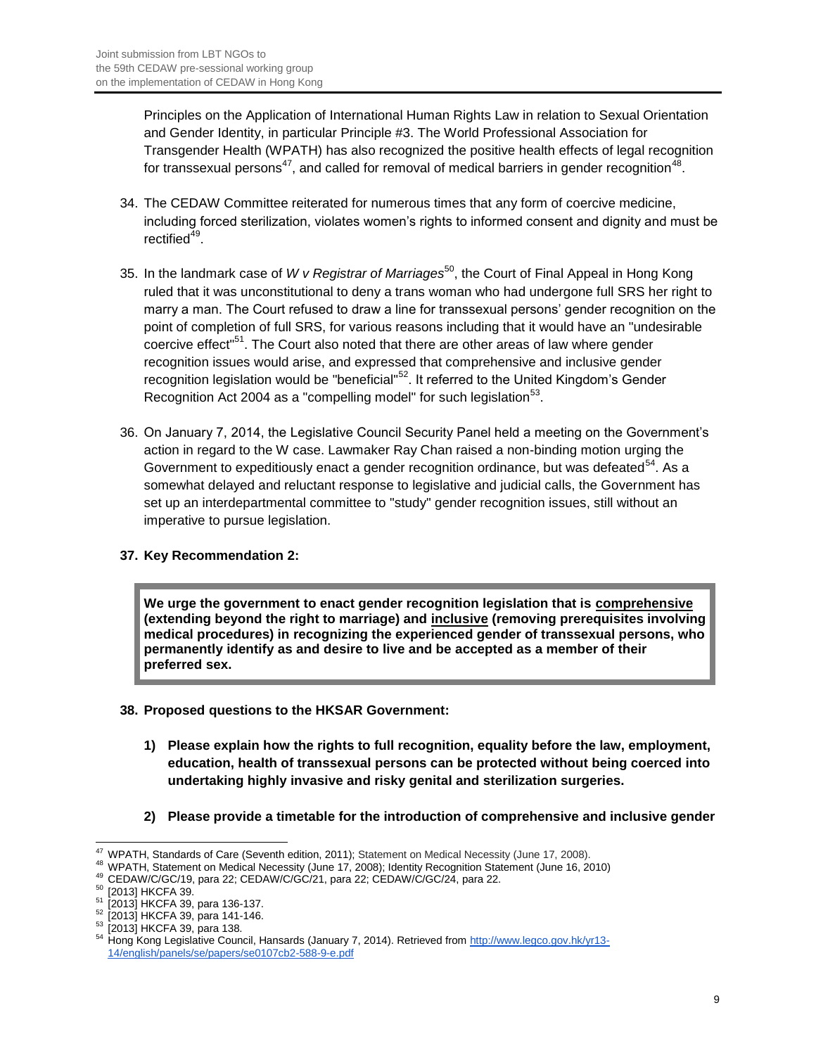Principles on the Application of International Human Rights Law in relation to Sexual Orientation and Gender Identity, in particular Principle #3. The World Professional Association for Transgender Health (WPATH) has also recognized the positive health effects of legal recognition for transsexual persons[47], and called for removal of medical barriers in gender recognition[48].

34. The CEDAW Committee reiterated for numerous times that any form of coercive medicine, including forced sterilization, violates women's rights to informed consent and dignity and must be rectified[49].

35. In the landmark case of *W v Registrar of Marriages*[50], the Court of Final Appeal in Hong Kong ruled that it was unconstitutional to deny a trans woman who had undergone full SRS her right to marry a man. The Court refused to draw a line for transsexual persons' gender recognition on the point of completion of full SRS, for various reasons including that it would have an "undesirable coercive effect"[51]. The Court also noted that there are other areas of law where gender recognition issues would arise, and expressed that comprehensive and inclusive gender recognition legislation would be "beneficial"[52]. It referred to the United Kingdom's Gender Recognition Act 2004 as a "compelling model" for such legislation[53].

36. On January 7, 2014, the Legislative Council Security Panel held a meeting on the Government's action in regard to the W case. Lawmaker Ray Chan raised a non-binding motion urging the Government to expeditiously enact a gender recognition ordinance, but was defeated[54]. As a somewhat delayed and reluctant response to legislative and judicial calls, the Government has set up an interdepartmental committee to "study" gender recognition issues, still without an imperative to pursue legislation.

**37. Key Recommendation 2:**

> **We urge the government to enact gender recognition legislation that is comprehensive (extending beyond the right to marriage) and inclusive (removing prerequisites involving medical procedures) in recognizing the experienced gender of transsexual persons, who permanently identify as and desire to live and be accepted as a member of their preferred sex.**

**38. Proposed questions to the HKSAR Government:**

1) **Please explain how the rights to full recognition, equality before the law, employment, education, health of transsexual persons can be protected without being coerced into undertaking highly invasive and risky genital and sterilization surgeries.**

2) **Please provide a timetable for the introduction of comprehensive and inclusive gender**

---

[47] WPATH, Standards of Care (Seventh edition, 2011); Statement on Medical Necessity (June 17, 2008).
[48] WPATH, Statement on Medical Necessity (June 17, 2008); Identity Recognition Statement (June 16, 2010)
[49] CEDAW/C/GC/19, para 22; CEDAW/C/GC/21, para 22; CEDAW/C/GC/24, para 22.
[50] [2013] HKCFA 39.
[51] [2013] HKCFA 39, para 136-137.
[52] [2013] HKCFA 39, para 141-146.
[53] [2013] HKCFA 39, para 138.
[54] Hong Kong Legislative Council, Hansards (January 7, 2014). Retrieved from http://www.legco.gov.hk/yr13-14/english/panels/se/papers/se0107cb2-588-9-e.pdf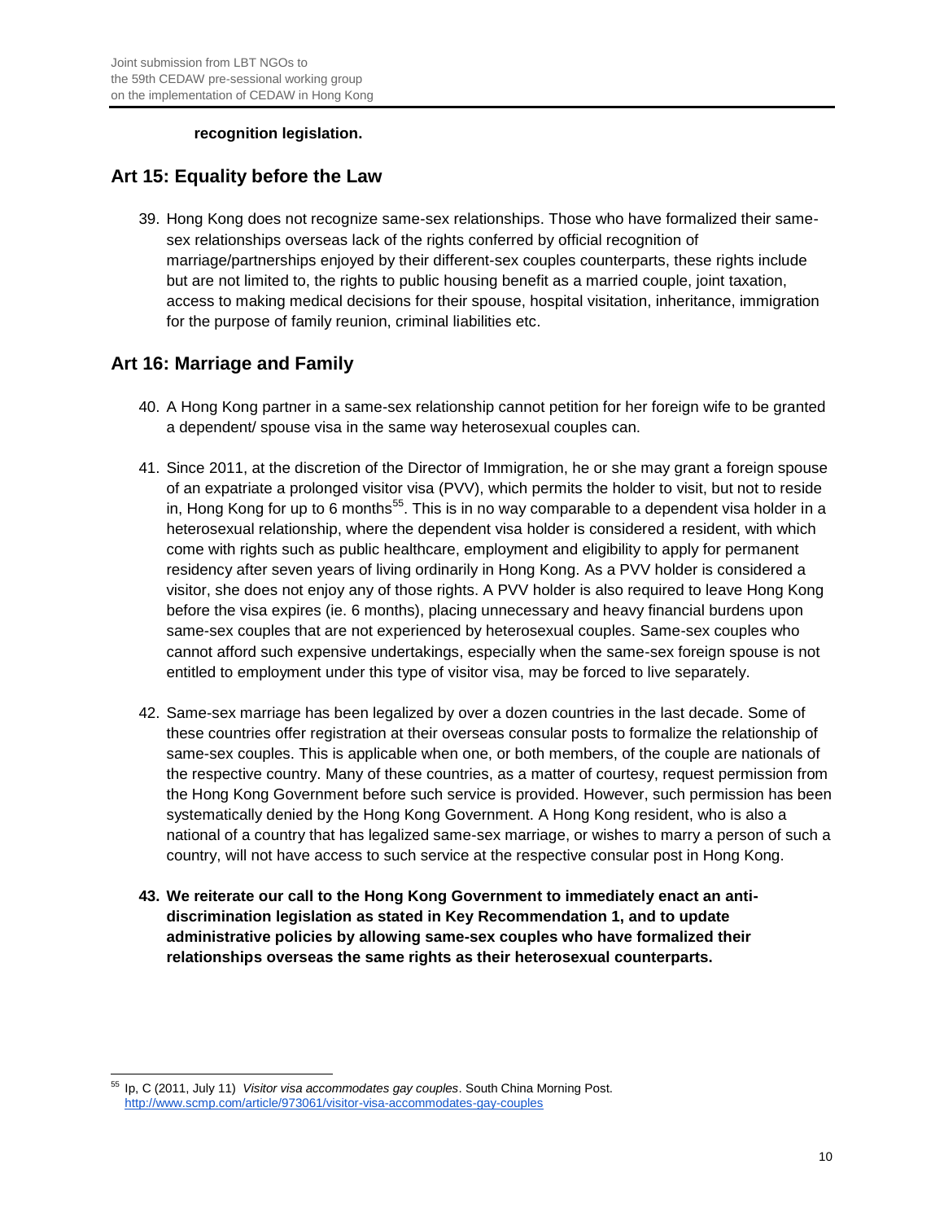**recognition legislation.**

## Art 15: Equality before the Law

39. Hong Kong does not recognize same-sex relationships. Those who have formalized their same-sex relationships overseas lack of the rights conferred by official recognition of marriage/partnerships enjoyed by their different-sex couples counterparts, these rights include but are not limited to, the rights to public housing benefit as a married couple, joint taxation, access to making medical decisions for their spouse, hospital visitation, inheritance, immigration for the purpose of family reunion, criminal liabilities etc.

## Art 16: Marriage and Family

40. A Hong Kong partner in a same-sex relationship cannot petition for her foreign wife to be granted a dependent/ spouse visa in the same way heterosexual couples can.

41. Since 2011, at the discretion of the Director of Immigration, he or she may grant a foreign spouse of an expatriate a prolonged visitor visa (PVV), which permits the holder to visit, but not to reside in, Hong Kong for up to 6 months[55]. This is in no way comparable to a dependent visa holder in a heterosexual relationship, where the dependent visa holder is considered a resident, with which come with rights such as public healthcare, employment and eligibility to apply for permanent residency after seven years of living ordinarily in Hong Kong. As a PVV holder is considered a visitor, she does not enjoy any of those rights. A PVV holder is also required to leave Hong Kong before the visa expires (ie. 6 months), placing unnecessary and heavy financial burdens upon same-sex couples that are not experienced by heterosexual couples. Same-sex couples who cannot afford such expensive undertakings, especially when the same-sex foreign spouse is not entitled to employment under this type of visitor visa, may be forced to live separately.

42. Same-sex marriage has been legalized by over a dozen countries in the last decade. Some of these countries offer registration at their overseas consular posts to formalize the relationship of same-sex couples. This is applicable when one, or both members, of the couple are nationals of the respective country. Many of these countries, as a matter of courtesy, request permission from the Hong Kong Government before such service is provided. However, such permission has been systematically denied by the Hong Kong Government. A Hong Kong resident, who is also a national of a country that has legalized same-sex marriage, or wishes to marry a person of such a country, will not have access to such service at the respective consular post in Hong Kong.

43. **We reiterate our call to the Hong Kong Government to immediately enact an anti-discrimination legislation as stated in Key Recommendation 1, and to update administrative policies by allowing same-sex couples who have formalized their relationships overseas the same rights as their heterosexual counterparts.**

---

[55] Ip, C (2011, July 11) *Visitor visa accommodates gay couples*. South China Morning Post. http://www.scmp.com/article/973061/visitor-visa-accommodates-gay-couples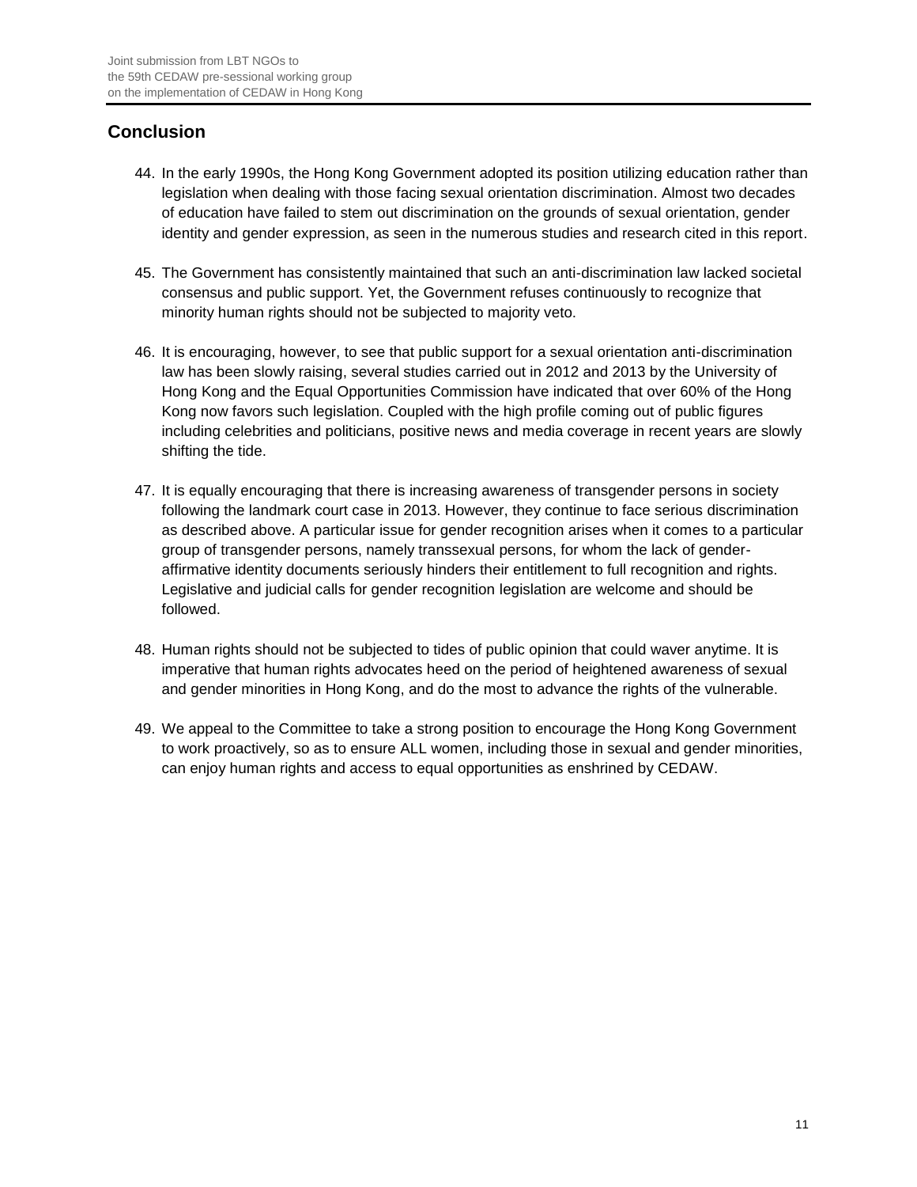## Conclusion

44. In the early 1990s, the Hong Kong Government adopted its position utilizing education rather than legislation when dealing with those facing sexual orientation discrimination. Almost two decades of education have failed to stem out discrimination on the grounds of sexual orientation, gender identity and gender expression, as seen in the numerous studies and research cited in this report.

45. The Government has consistently maintained that such an anti-discrimination law lacked societal consensus and public support. Yet, the Government refuses continuously to recognize that minority human rights should not be subjected to majority veto.

46. It is encouraging, however, to see that public support for a sexual orientation anti-discrimination law has been slowly raising, several studies carried out in 2012 and 2013 by the University of Hong Kong and the Equal Opportunities Commission have indicated that over 60% of the Hong Kong now favors such legislation. Coupled with the high profile coming out of public figures including celebrities and politicians, positive news and media coverage in recent years are slowly shifting the tide.

47. It is equally encouraging that there is increasing awareness of transgender persons in society following the landmark court case in 2013. However, they continue to face serious discrimination as described above. A particular issue for gender recognition arises when it comes to a particular group of transgender persons, namely transsexual persons, for whom the lack of gender-affirmative identity documents seriously hinders their entitlement to full recognition and rights. Legislative and judicial calls for gender recognition legislation are welcome and should be followed.

48. Human rights should not be subjected to tides of public opinion that could waver anytime. It is imperative that human rights advocates heed on the period of heightened awareness of sexual and gender minorities in Hong Kong, and do the most to advance the rights of the vulnerable.

49. We appeal to the Committee to take a strong position to encourage the Hong Kong Government to work proactively, so as to ensure ALL women, including those in sexual and gender minorities, can enjoy human rights and access to equal opportunities as enshrined by CEDAW.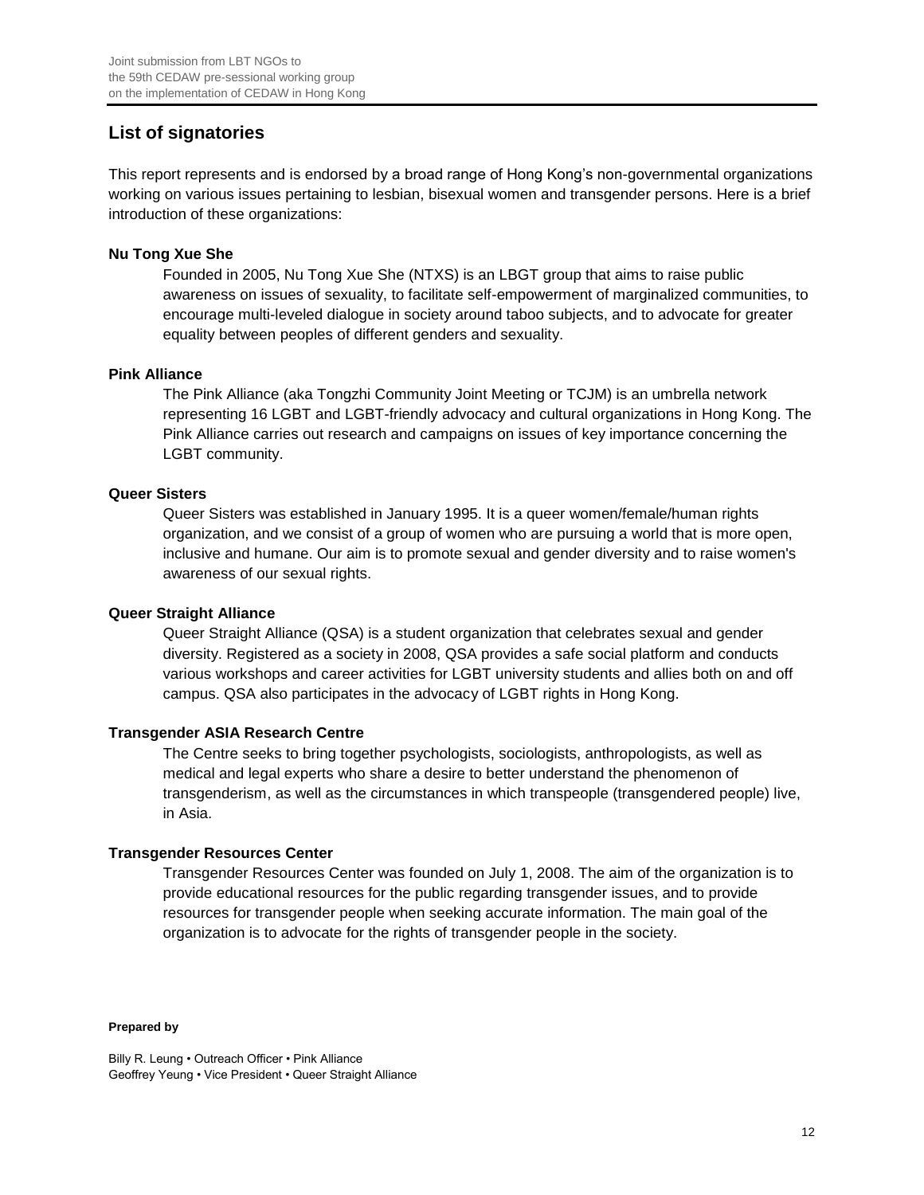## List of signatories

This report represents and is endorsed by a broad range of Hong Kong's non-governmental organizations working on various issues pertaining to lesbian, bisexual women and transgender persons. Here is a brief introduction of these organizations:

**Nu Tong Xue She**

Founded in 2005, Nu Tong Xue She (NTXS) is an LBGT group that aims to raise public awareness on issues of sexuality, to facilitate self-empowerment of marginalized communities, to encourage multi-leveled dialogue in society around taboo subjects, and to advocate for greater equality between peoples of different genders and sexuality.

**Pink Alliance**

The Pink Alliance (aka Tongzhi Community Joint Meeting or TCJM) is an umbrella network representing 16 LGBT and LGBT-friendly advocacy and cultural organizations in Hong Kong. The Pink Alliance carries out research and campaigns on issues of key importance concerning the LGBT community.

**Queer Sisters**

Queer Sisters was established in January 1995. It is a queer women/female/human rights organization, and we consist of a group of women who are pursuing a world that is more open, inclusive and humane. Our aim is to promote sexual and gender diversity and to raise women's awareness of our sexual rights.

**Queer Straight Alliance**

Queer Straight Alliance (QSA) is a student organization that celebrates sexual and gender diversity. Registered as a society in 2008, QSA provides a safe social platform and conducts various workshops and career activities for LGBT university students and allies both on and off campus. QSA also participates in the advocacy of LGBT rights in Hong Kong.

**Transgender ASIA Research Centre**

The Centre seeks to bring together psychologists, sociologists, anthropologists, as well as medical and legal experts who share a desire to better understand the phenomenon of transgenderism, as well as the circumstances in which transpeople (transgendered people) live, in Asia.

**Transgender Resources Center**

Transgender Resources Center was founded on July 1, 2008. The aim of the organization is to provide educational resources for the public regarding transgender issues, and to provide resources for transgender people when seeking accurate information. The main goal of the organization is to advocate for the rights of transgender people in the society.

**Prepared by**

Billy R. Leung • Outreach Officer • Pink Alliance
Geoffrey Yeung • Vice President • Queer Straight Alliance